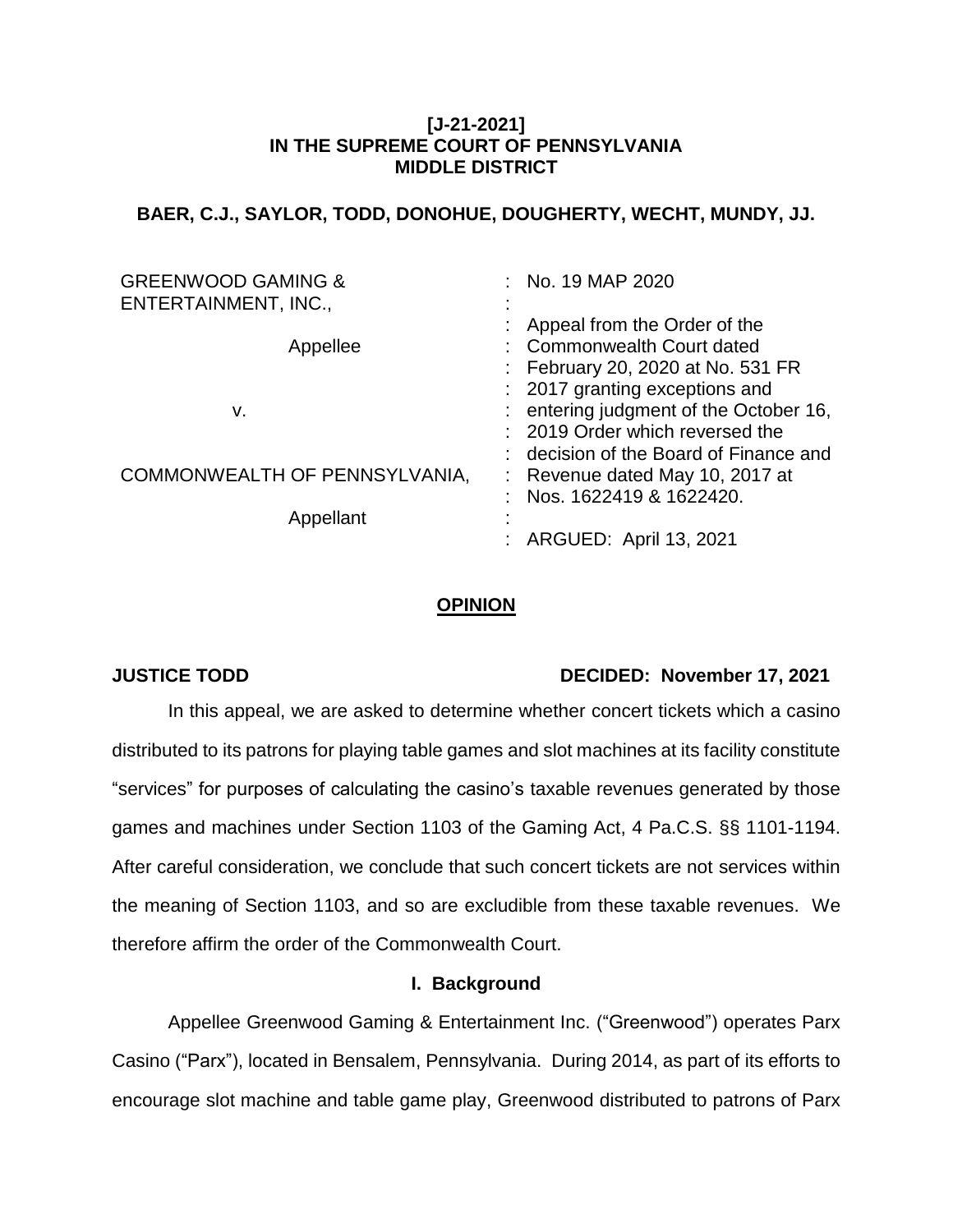**[J-21-2021]**
**IN THE SUPREME COURT OF PENNSYLVANIA**
**MIDDLE DISTRICT**

**BAER, C.J., SAYLOR, TODD, DONOHUE, DOUGHERTY, WECHT, MUNDY, JJ.**

| | |
|---|---|
| GREENWOOD GAMING & ENTERTAINMENT, INC., | No. 19 MAP 2020 |
| Appellee | Appeal from the Order of the Commonwealth Court dated February 20, 2020 at No. 531 FR 2017 granting exceptions and entering judgment of the October 16, 2019 Order which reversed the decision of the Board of Finance and Revenue dated May 10, 2017 at Nos. 1622419 & 1622420. |
| v. | |
| COMMONWEALTH OF PENNSYLVANIA, | |
| Appellant | ARGUED: April 13, 2021 |

## OPINION

**JUSTICE TODD** **DECIDED: November 17, 2021**

In this appeal, we are asked to determine whether concert tickets which a casino distributed to its patrons for playing table games and slot machines at its facility constitute "services" for purposes of calculating the casino's taxable revenues generated by those games and machines under Section 1103 of the Gaming Act, 4 Pa.C.S. §§ 1101-1194. After careful consideration, we conclude that such concert tickets are not services within the meaning of Section 1103, and so are excludible from these taxable revenues. We therefore affirm the order of the Commonwealth Court.

### I. Background

Appellee Greenwood Gaming & Entertainment Inc. ("Greenwood") operates Parx Casino ("Parx"), located in Bensalem, Pennsylvania. During 2014, as part of its efforts to encourage slot machine and table game play, Greenwood distributed to patrons of Parx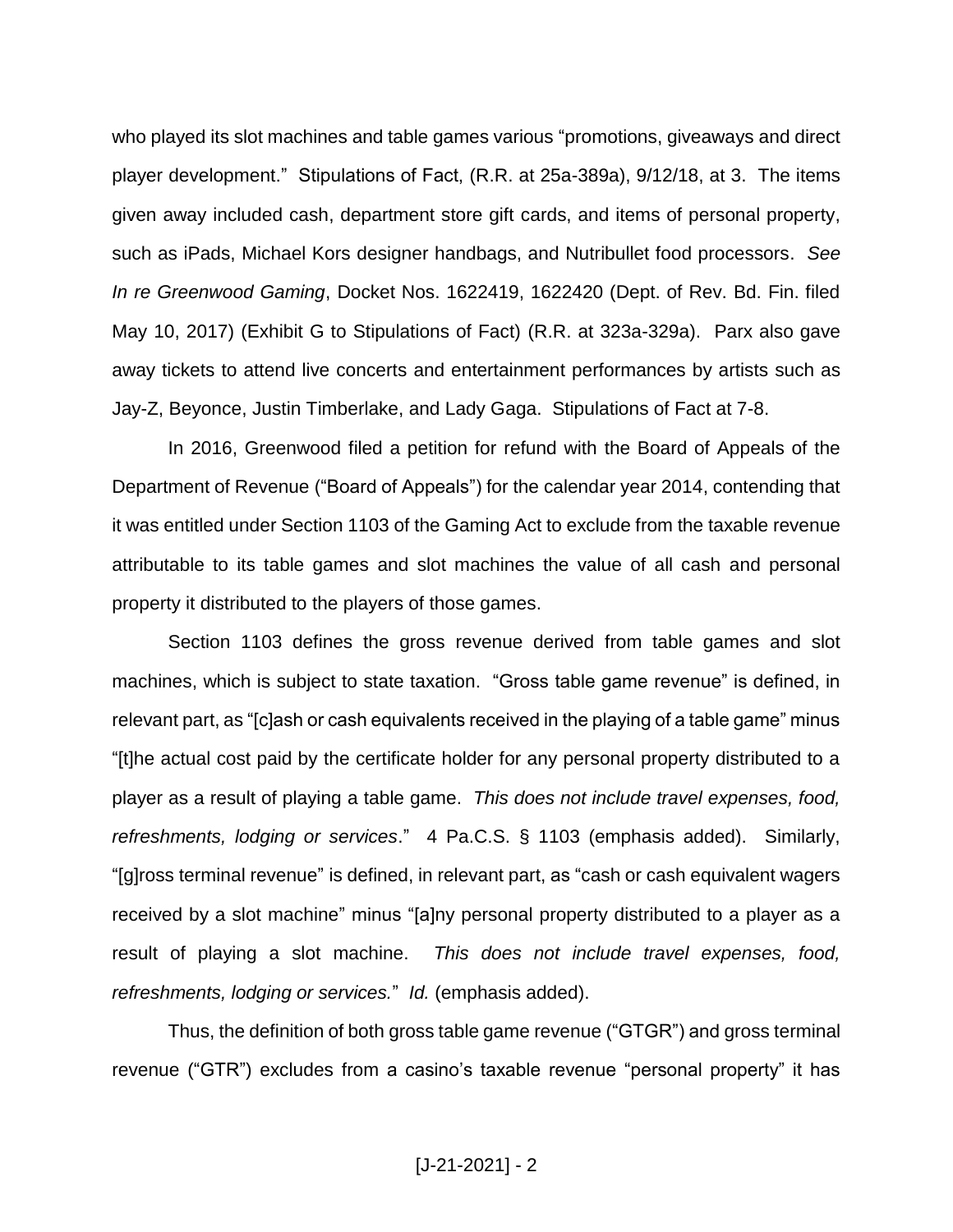who played its slot machines and table games various "promotions, giveaways and direct player development." Stipulations of Fact, (R.R. at 25a-389a), 9/12/18, at 3. The items given away included cash, department store gift cards, and items of personal property, such as iPads, Michael Kors designer handbags, and Nutribullet food processors. *See In re Greenwood Gaming*, Docket Nos. 1622419, 1622420 (Dept. of Rev. Bd. Fin. filed May 10, 2017) (Exhibit G to Stipulations of Fact) (R.R. at 323a-329a). Parx also gave away tickets to attend live concerts and entertainment performances by artists such as Jay-Z, Beyonce, Justin Timberlake, and Lady Gaga. Stipulations of Fact at 7-8.

In 2016, Greenwood filed a petition for refund with the Board of Appeals of the Department of Revenue ("Board of Appeals") for the calendar year 2014, contending that it was entitled under Section 1103 of the Gaming Act to exclude from the taxable revenue attributable to its table games and slot machines the value of all cash and personal property it distributed to the players of those games.

Section 1103 defines the gross revenue derived from table games and slot machines, which is subject to state taxation. "Gross table game revenue" is defined, in relevant part, as "[c]ash or cash equivalents received in the playing of a table game" minus "[t]he actual cost paid by the certificate holder for any personal property distributed to a player as a result of playing a table game. *This does not include travel expenses, food, refreshments, lodging or services*." 4 Pa.C.S. § 1103 (emphasis added). Similarly, "[g]ross terminal revenue" is defined, in relevant part, as "cash or cash equivalent wagers received by a slot machine" minus "[a]ny personal property distributed to a player as a result of playing a slot machine. *This does not include travel expenses, food, refreshments, lodging or services.*" *Id.* (emphasis added).

Thus, the definition of both gross table game revenue ("GTGR") and gross terminal revenue ("GTR") excludes from a casino's taxable revenue "personal property" it has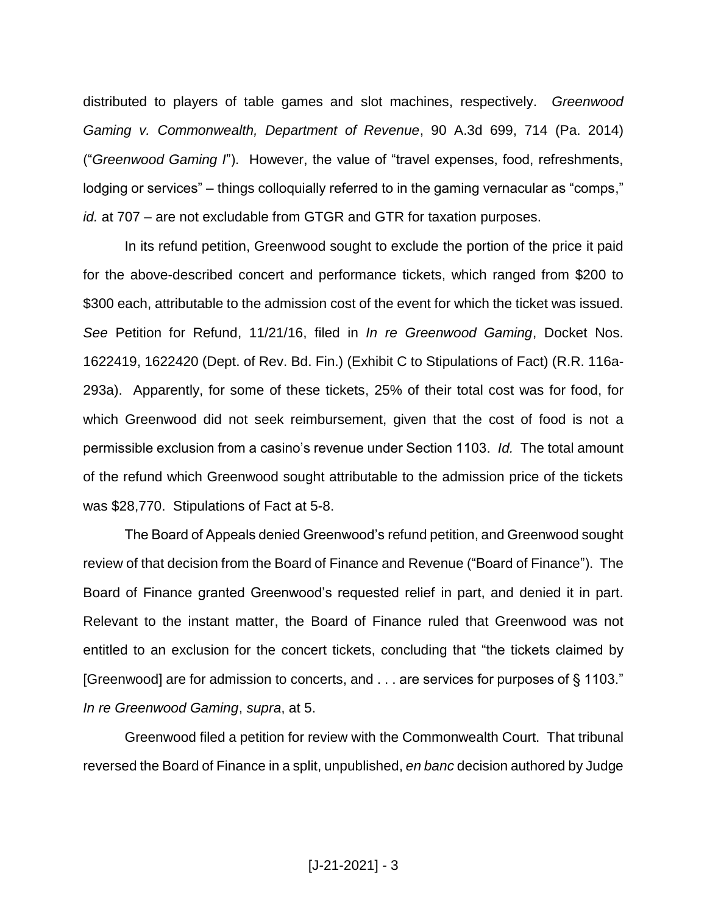distributed to players of table games and slot machines, respectively. *Greenwood Gaming v. Commonwealth, Department of Revenue*, 90 A.3d 699, 714 (Pa. 2014) ("*Greenwood Gaming I*"). However, the value of "travel expenses, food, refreshments, lodging or services" – things colloquially referred to in the gaming vernacular as "comps," *id.* at 707 – are not excludable from GTGR and GTR for taxation purposes.

In its refund petition, Greenwood sought to exclude the portion of the price it paid for the above-described concert and performance tickets, which ranged from $200 to $300 each, attributable to the admission cost of the event for which the ticket was issued. *See* Petition for Refund, 11/21/16, filed in *In re Greenwood Gaming*, Docket Nos. 1622419, 1622420 (Dept. of Rev. Bd. Fin.) (Exhibit C to Stipulations of Fact) (R.R. 116a-293a). Apparently, for some of these tickets, 25% of their total cost was for food, for which Greenwood did not seek reimbursement, given that the cost of food is not a permissible exclusion from a casino's revenue under Section 1103. *Id.* The total amount of the refund which Greenwood sought attributable to the admission price of the tickets was $28,770. Stipulations of Fact at 5-8.

The Board of Appeals denied Greenwood's refund petition, and Greenwood sought review of that decision from the Board of Finance and Revenue ("Board of Finance"). The Board of Finance granted Greenwood's requested relief in part, and denied it in part. Relevant to the instant matter, the Board of Finance ruled that Greenwood was not entitled to an exclusion for the concert tickets, concluding that "the tickets claimed by [Greenwood] are for admission to concerts, and . . . are services for purposes of § 1103." *In re Greenwood Gaming*, *supra*, at 5.

Greenwood filed a petition for review with the Commonwealth Court. That tribunal reversed the Board of Finance in a split, unpublished, *en banc* decision authored by Judge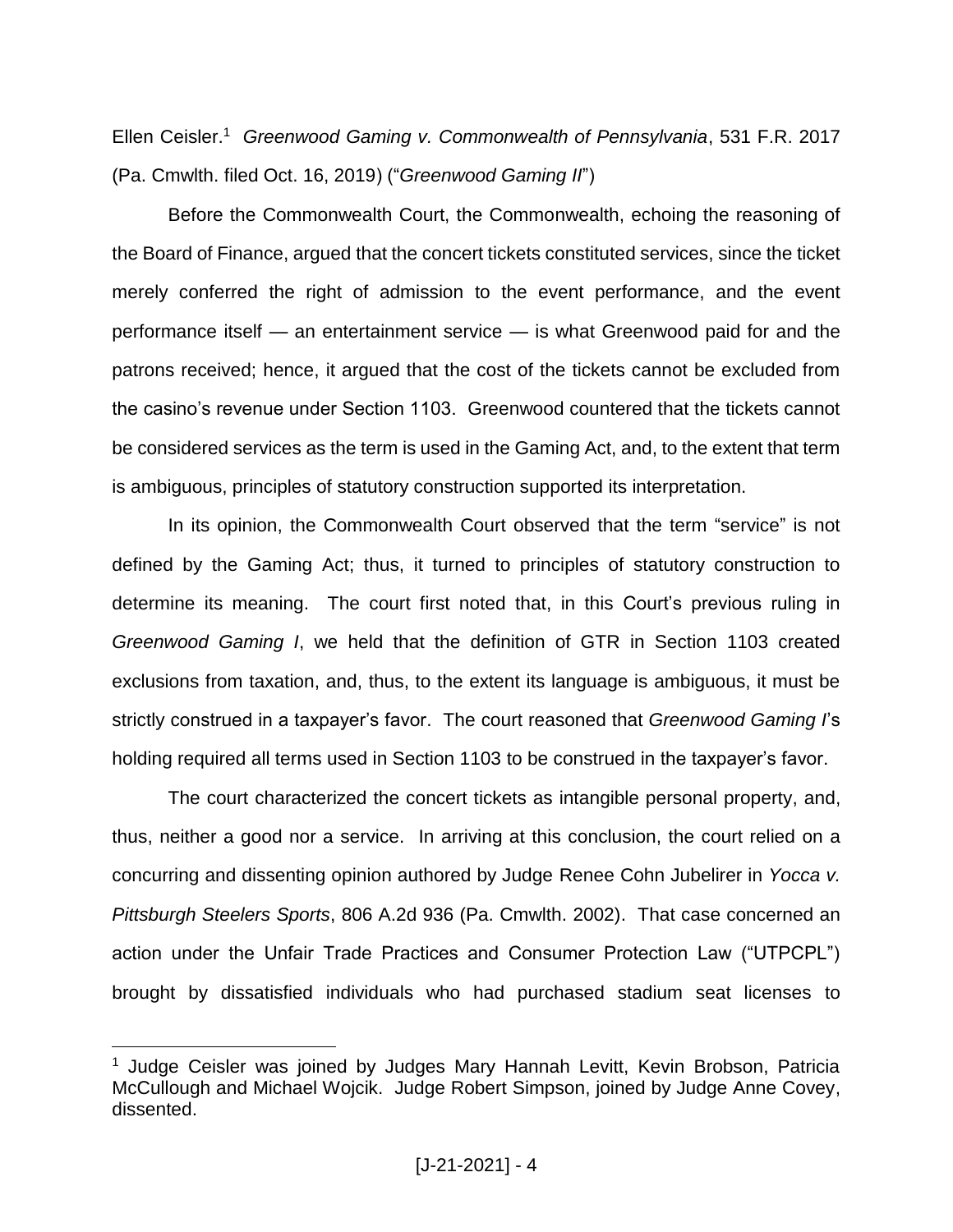Ellen Ceisler.[1] *Greenwood Gaming v. Commonwealth of Pennsylvania*, 531 F.R. 2017 (Pa. Cmwlth. filed Oct. 16, 2019) ("*Greenwood Gaming II*")

Before the Commonwealth Court, the Commonwealth, echoing the reasoning of the Board of Finance, argued that the concert tickets constituted services, since the ticket merely conferred the right of admission to the event performance, and the event performance itself — an entertainment service — is what Greenwood paid for and the patrons received; hence, it argued that the cost of the tickets cannot be excluded from the casino's revenue under Section 1103. Greenwood countered that the tickets cannot be considered services as the term is used in the Gaming Act, and, to the extent that term is ambiguous, principles of statutory construction supported its interpretation.

In its opinion, the Commonwealth Court observed that the term "service" is not defined by the Gaming Act; thus, it turned to principles of statutory construction to determine its meaning. The court first noted that, in this Court's previous ruling in *Greenwood Gaming I*, we held that the definition of GTR in Section 1103 created exclusions from taxation, and, thus, to the extent its language is ambiguous, it must be strictly construed in a taxpayer's favor. The court reasoned that *Greenwood Gaming I*'s holding required all terms used in Section 1103 to be construed in the taxpayer's favor.

The court characterized the concert tickets as intangible personal property, and, thus, neither a good nor a service. In arriving at this conclusion, the court relied on a concurring and dissenting opinion authored by Judge Renee Cohn Jubelirer in *Yocca v. Pittsburgh Steelers Sports*, 806 A.2d 936 (Pa. Cmwlth. 2002). That case concerned an action under the Unfair Trade Practices and Consumer Protection Law ("UTPCPL") brought by dissatisfied individuals who had purchased stadium seat licenses to

---

[1] Judge Ceisler was joined by Judges Mary Hannah Levitt, Kevin Brobson, Patricia McCullough and Michael Wojcik. Judge Robert Simpson, joined by Judge Anne Covey, dissented.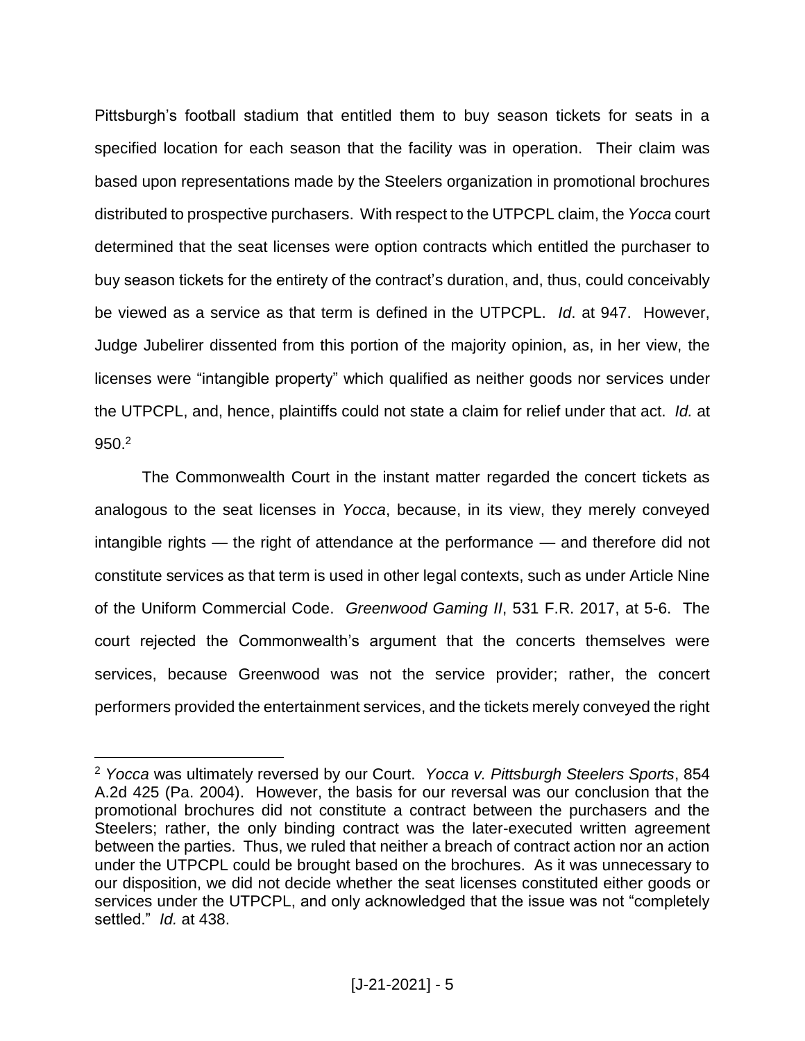Pittsburgh's football stadium that entitled them to buy season tickets for seats in a specified location for each season that the facility was in operation. Their claim was based upon representations made by the Steelers organization in promotional brochures distributed to prospective purchasers. With respect to the UTPCPL claim, the *Yocca* court determined that the seat licenses were option contracts which entitled the purchaser to buy season tickets for the entirety of the contract's duration, and, thus, could conceivably be viewed as a service as that term is defined in the UTPCPL. *Id*. at 947. However, Judge Jubelirer dissented from this portion of the majority opinion, as, in her view, the licenses were "intangible property" which qualified as neither goods nor services under the UTPCPL, and, hence, plaintiffs could not state a claim for relief under that act. *Id.* at 950.[2]

The Commonwealth Court in the instant matter regarded the concert tickets as analogous to the seat licenses in *Yocca*, because, in its view, they merely conveyed intangible rights — the right of attendance at the performance — and therefore did not constitute services as that term is used in other legal contexts, such as under Article Nine of the Uniform Commercial Code. *Greenwood Gaming II*, 531 F.R. 2017, at 5-6. The court rejected the Commonwealth's argument that the concerts themselves were services, because Greenwood was not the service provider; rather, the concert performers provided the entertainment services, and the tickets merely conveyed the right

---

[2] *Yocca* was ultimately reversed by our Court. *Yocca v. Pittsburgh Steelers Sports*, 854 A.2d 425 (Pa. 2004). However, the basis for our reversal was our conclusion that the promotional brochures did not constitute a contract between the purchasers and the Steelers; rather, the only binding contract was the later-executed written agreement between the parties. Thus, we ruled that neither a breach of contract action nor an action under the UTPCPL could be brought based on the brochures. As it was unnecessary to our disposition, we did not decide whether the seat licenses constituted either goods or services under the UTPCPL, and only acknowledged that the issue was not "completely settled." *Id.* at 438.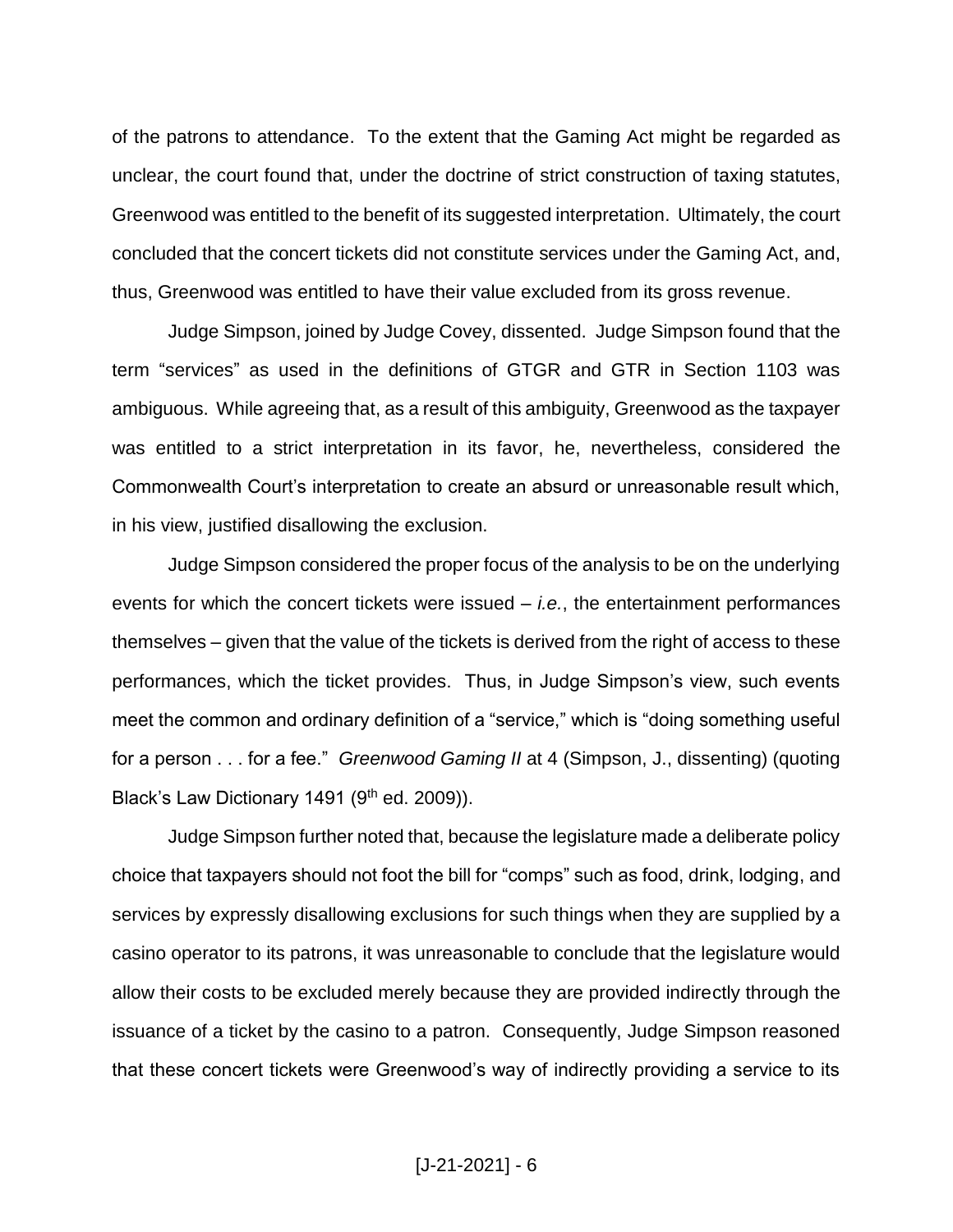of the patrons to attendance. To the extent that the Gaming Act might be regarded as unclear, the court found that, under the doctrine of strict construction of taxing statutes, Greenwood was entitled to the benefit of its suggested interpretation. Ultimately, the court concluded that the concert tickets did not constitute services under the Gaming Act, and, thus, Greenwood was entitled to have their value excluded from its gross revenue.

Judge Simpson, joined by Judge Covey, dissented. Judge Simpson found that the term "services" as used in the definitions of GTGR and GTR in Section 1103 was ambiguous. While agreeing that, as a result of this ambiguity, Greenwood as the taxpayer was entitled to a strict interpretation in its favor, he, nevertheless, considered the Commonwealth Court's interpretation to create an absurd or unreasonable result which, in his view, justified disallowing the exclusion.

Judge Simpson considered the proper focus of the analysis to be on the underlying events for which the concert tickets were issued – *i.e.*, the entertainment performances themselves – given that the value of the tickets is derived from the right of access to these performances, which the ticket provides. Thus, in Judge Simpson's view, such events meet the common and ordinary definition of a "service," which is "doing something useful for a person . . . for a fee." *Greenwood Gaming II* at 4 (Simpson, J., dissenting) (quoting Black's Law Dictionary 1491 (9th ed. 2009)).

Judge Simpson further noted that, because the legislature made a deliberate policy choice that taxpayers should not foot the bill for "comps" such as food, drink, lodging, and services by expressly disallowing exclusions for such things when they are supplied by a casino operator to its patrons, it was unreasonable to conclude that the legislature would allow their costs to be excluded merely because they are provided indirectly through the issuance of a ticket by the casino to a patron. Consequently, Judge Simpson reasoned that these concert tickets were Greenwood's way of indirectly providing a service to its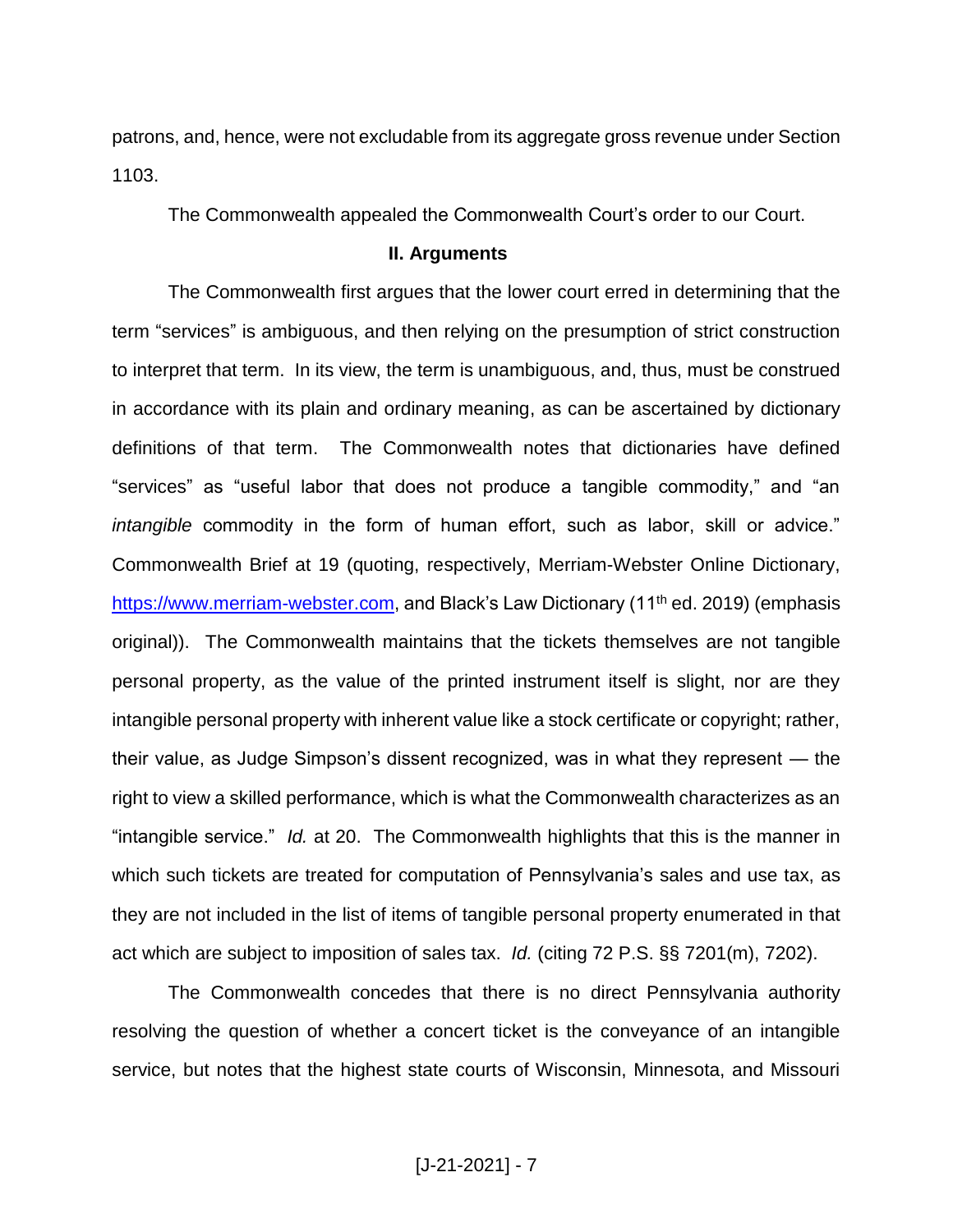patrons, and, hence, were not excludable from its aggregate gross revenue under Section 1103.

The Commonwealth appealed the Commonwealth Court's order to our Court.

## II. Arguments

The Commonwealth first argues that the lower court erred in determining that the term "services" is ambiguous, and then relying on the presumption of strict construction to interpret that term. In its view, the term is unambiguous, and, thus, must be construed in accordance with its plain and ordinary meaning, as can be ascertained by dictionary definitions of that term. The Commonwealth notes that dictionaries have defined "services" as "useful labor that does not produce a tangible commodity," and "an *intangible* commodity in the form of human effort, such as labor, skill or advice." Commonwealth Brief at 19 (quoting, respectively, Merriam-Webster Online Dictionary, https://www.merriam-webster.com, and Black's Law Dictionary (11th ed. 2019) (emphasis original)). The Commonwealth maintains that the tickets themselves are not tangible personal property, as the value of the printed instrument itself is slight, nor are they intangible personal property with inherent value like a stock certificate or copyright; rather, their value, as Judge Simpson's dissent recognized, was in what they represent — the right to view a skilled performance, which is what the Commonwealth characterizes as an "intangible service." *Id.* at 20. The Commonwealth highlights that this is the manner in which such tickets are treated for computation of Pennsylvania's sales and use tax, as they are not included in the list of items of tangible personal property enumerated in that act which are subject to imposition of sales tax. *Id.* (citing 72 P.S. §§ 7201(m), 7202).

The Commonwealth concedes that there is no direct Pennsylvania authority resolving the question of whether a concert ticket is the conveyance of an intangible service, but notes that the highest state courts of Wisconsin, Minnesota, and Missouri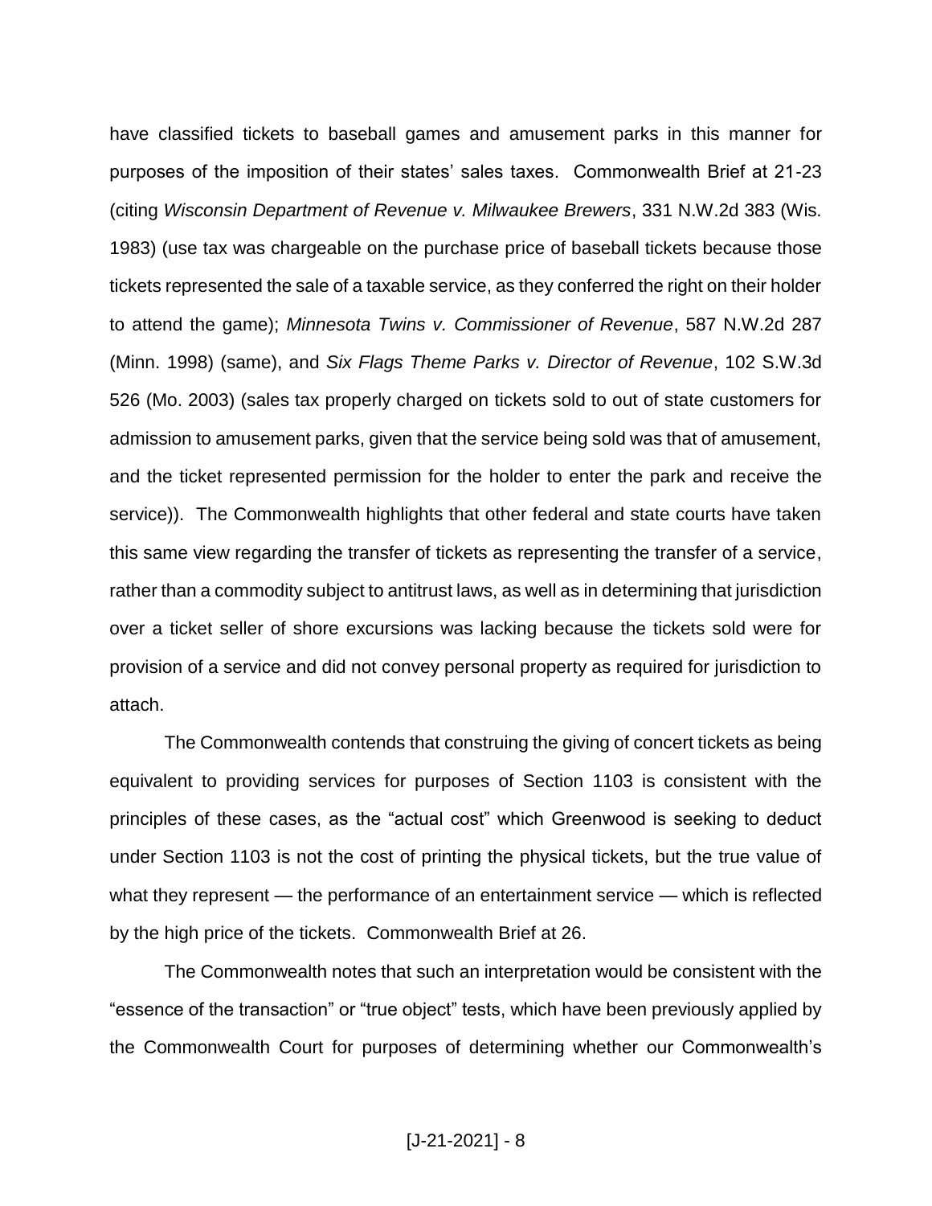have classified tickets to baseball games and amusement parks in this manner for purposes of the imposition of their states' sales taxes. Commonwealth Brief at 21-23 (citing *Wisconsin Department of Revenue v. Milwaukee Brewers*, 331 N.W.2d 383 (Wis. 1983) (use tax was chargeable on the purchase price of baseball tickets because those tickets represented the sale of a taxable service, as they conferred the right on their holder to attend the game); *Minnesota Twins v. Commissioner of Revenue*, 587 N.W.2d 287 (Minn. 1998) (same), and *Six Flags Theme Parks v. Director of Revenue*, 102 S.W.3d 526 (Mo. 2003) (sales tax properly charged on tickets sold to out of state customers for admission to amusement parks, given that the service being sold was that of amusement, and the ticket represented permission for the holder to enter the park and receive the service)). The Commonwealth highlights that other federal and state courts have taken this same view regarding the transfer of tickets as representing the transfer of a service, rather than a commodity subject to antitrust laws, as well as in determining that jurisdiction over a ticket seller of shore excursions was lacking because the tickets sold were for provision of a service and did not convey personal property as required for jurisdiction to attach.

The Commonwealth contends that construing the giving of concert tickets as being equivalent to providing services for purposes of Section 1103 is consistent with the principles of these cases, as the "actual cost" which Greenwood is seeking to deduct under Section 1103 is not the cost of printing the physical tickets, but the true value of what they represent — the performance of an entertainment service — which is reflected by the high price of the tickets. Commonwealth Brief at 26.

The Commonwealth notes that such an interpretation would be consistent with the "essence of the transaction" or "true object" tests, which have been previously applied by the Commonwealth Court for purposes of determining whether our Commonwealth's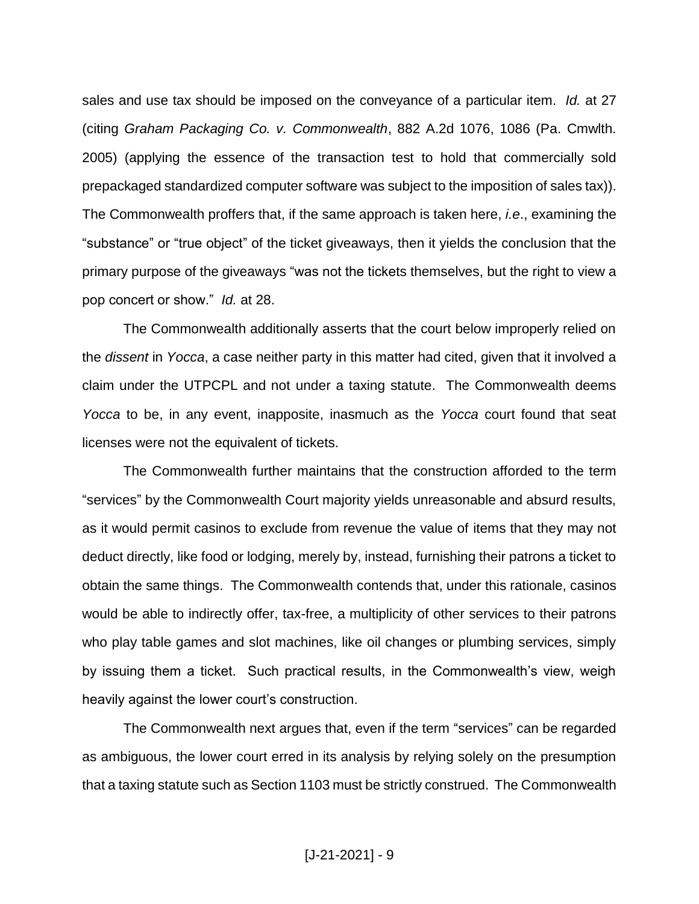sales and use tax should be imposed on the conveyance of a particular item. *Id.* at 27 (citing *Graham Packaging Co. v. Commonwealth*, 882 A.2d 1076, 1086 (Pa. Cmwlth. 2005) (applying the essence of the transaction test to hold that commercially sold prepackaged standardized computer software was subject to the imposition of sales tax)). The Commonwealth proffers that, if the same approach is taken here, *i.e*., examining the "substance" or "true object" of the ticket giveaways, then it yields the conclusion that the primary purpose of the giveaways "was not the tickets themselves, but the right to view a pop concert or show." *Id.* at 28.

The Commonwealth additionally asserts that the court below improperly relied on the *dissent* in *Yocca*, a case neither party in this matter had cited, given that it involved a claim under the UTPCPL and not under a taxing statute. The Commonwealth deems *Yocca* to be, in any event, inapposite, inasmuch as the *Yocca* court found that seat licenses were not the equivalent of tickets.

The Commonwealth further maintains that the construction afforded to the term "services" by the Commonwealth Court majority yields unreasonable and absurd results, as it would permit casinos to exclude from revenue the value of items that they may not deduct directly, like food or lodging, merely by, instead, furnishing their patrons a ticket to obtain the same things. The Commonwealth contends that, under this rationale, casinos would be able to indirectly offer, tax-free, a multiplicity of other services to their patrons who play table games and slot machines, like oil changes or plumbing services, simply by issuing them a ticket. Such practical results, in the Commonwealth's view, weigh heavily against the lower court's construction.

The Commonwealth next argues that, even if the term "services" can be regarded as ambiguous, the lower court erred in its analysis by relying solely on the presumption that a taxing statute such as Section 1103 must be strictly construed. The Commonwealth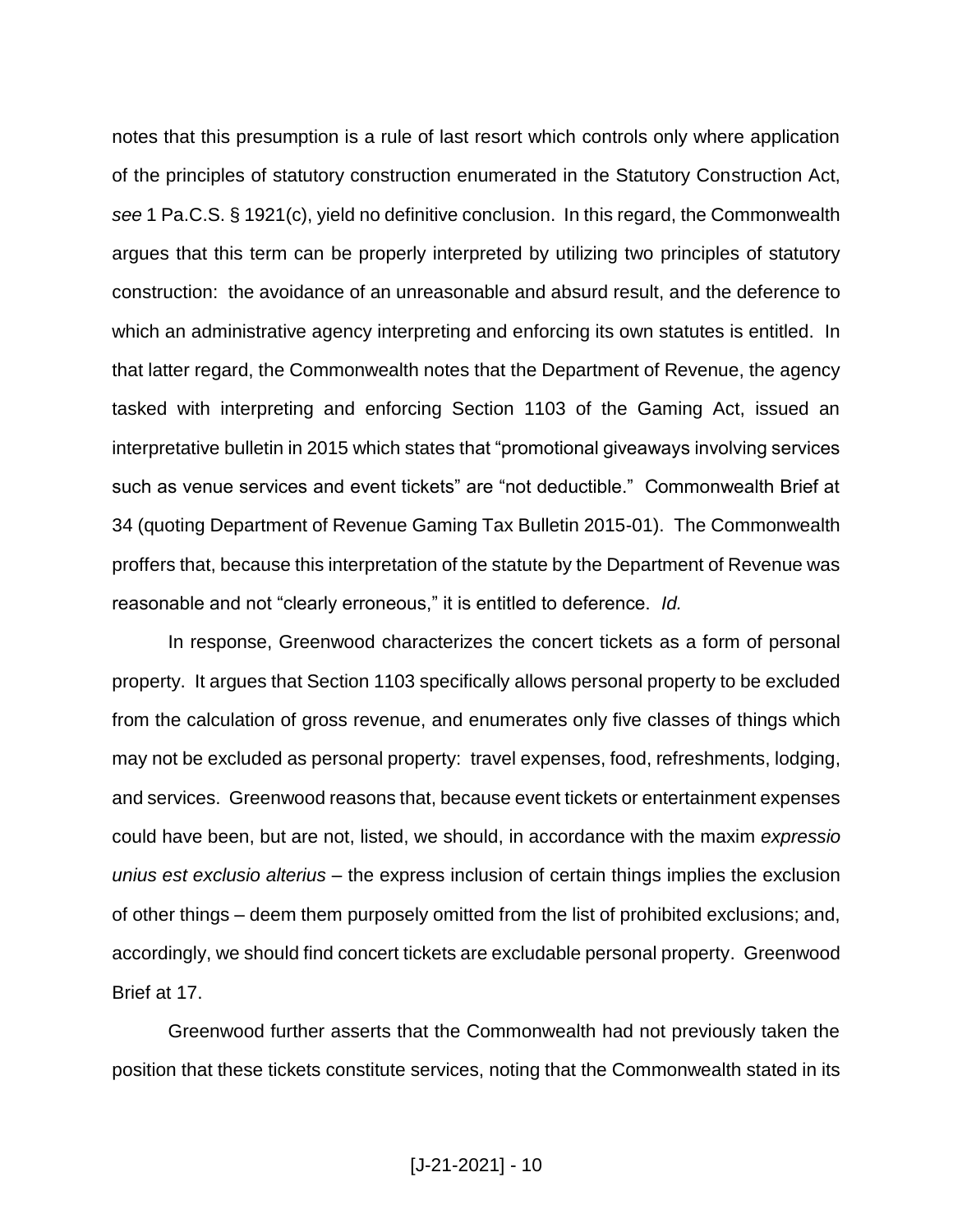notes that this presumption is a rule of last resort which controls only where application of the principles of statutory construction enumerated in the Statutory Construction Act, *see* 1 Pa.C.S. § 1921(c), yield no definitive conclusion. In this regard, the Commonwealth argues that this term can be properly interpreted by utilizing two principles of statutory construction: the avoidance of an unreasonable and absurd result, and the deference to which an administrative agency interpreting and enforcing its own statutes is entitled. In that latter regard, the Commonwealth notes that the Department of Revenue, the agency tasked with interpreting and enforcing Section 1103 of the Gaming Act, issued an interpretative bulletin in 2015 which states that "promotional giveaways involving services such as venue services and event tickets" are "not deductible." Commonwealth Brief at 34 (quoting Department of Revenue Gaming Tax Bulletin 2015-01). The Commonwealth proffers that, because this interpretation of the statute by the Department of Revenue was reasonable and not "clearly erroneous," it is entitled to deference. *Id.*

In response, Greenwood characterizes the concert tickets as a form of personal property. It argues that Section 1103 specifically allows personal property to be excluded from the calculation of gross revenue, and enumerates only five classes of things which may not be excluded as personal property: travel expenses, food, refreshments, lodging, and services. Greenwood reasons that, because event tickets or entertainment expenses could have been, but are not, listed, we should, in accordance with the maxim *expressio unius est exclusio alterius* – the express inclusion of certain things implies the exclusion of other things – deem them purposely omitted from the list of prohibited exclusions; and, accordingly, we should find concert tickets are excludable personal property. Greenwood Brief at 17.

Greenwood further asserts that the Commonwealth had not previously taken the position that these tickets constitute services, noting that the Commonwealth stated in its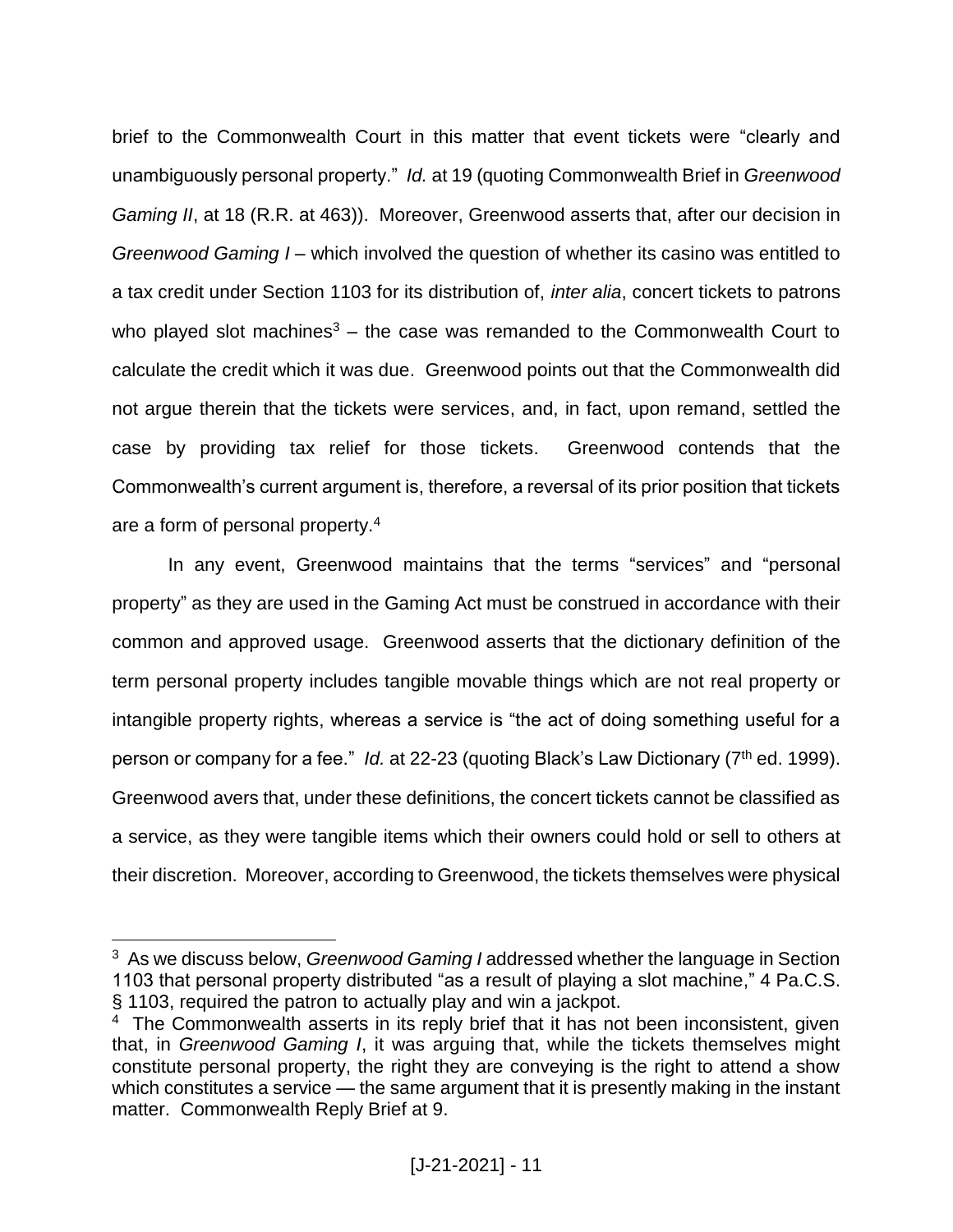brief to the Commonwealth Court in this matter that event tickets were "clearly and unambiguously personal property." *Id.* at 19 (quoting Commonwealth Brief in *Greenwood Gaming II*, at 18 (R.R. at 463)). Moreover, Greenwood asserts that, after our decision in *Greenwood Gaming I* – which involved the question of whether its casino was entitled to a tax credit under Section 1103 for its distribution of, *inter alia*, concert tickets to patrons who played slot machines[3] – the case was remanded to the Commonwealth Court to calculate the credit which it was due. Greenwood points out that the Commonwealth did not argue therein that the tickets were services, and, in fact, upon remand, settled the case by providing tax relief for those tickets. Greenwood contends that the Commonwealth's current argument is, therefore, a reversal of its prior position that tickets are a form of personal property.[4]

In any event, Greenwood maintains that the terms "services" and "personal property" as they are used in the Gaming Act must be construed in accordance with their common and approved usage. Greenwood asserts that the dictionary definition of the term personal property includes tangible movable things which are not real property or intangible property rights, whereas a service is "the act of doing something useful for a person or company for a fee." *Id.* at 22-23 (quoting Black's Law Dictionary (7th ed. 1999). Greenwood avers that, under these definitions, the concert tickets cannot be classified as a service, as they were tangible items which their owners could hold or sell to others at their discretion. Moreover, according to Greenwood, the tickets themselves were physical

---

[3] As we discuss below, *Greenwood Gaming I* addressed whether the language in Section 1103 that personal property distributed "as a result of playing a slot machine," 4 Pa.C.S. § 1103, required the patron to actually play and win a jackpot.

[4] The Commonwealth asserts in its reply brief that it has not been inconsistent, given that, in *Greenwood Gaming I*, it was arguing that, while the tickets themselves might constitute personal property, the right they are conveying is the right to attend a show which constitutes a service — the same argument that it is presently making in the instant matter. Commonwealth Reply Brief at 9.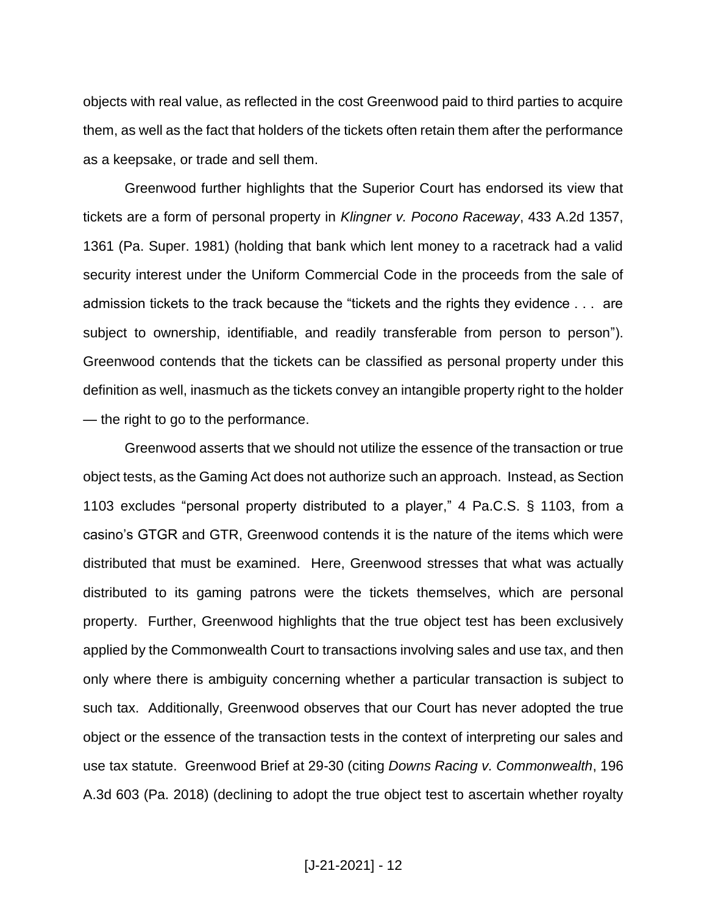objects with real value, as reflected in the cost Greenwood paid to third parties to acquire them, as well as the fact that holders of the tickets often retain them after the performance as a keepsake, or trade and sell them.

Greenwood further highlights that the Superior Court has endorsed its view that tickets are a form of personal property in *Klingner v. Pocono Raceway*, 433 A.2d 1357, 1361 (Pa. Super. 1981) (holding that bank which lent money to a racetrack had a valid security interest under the Uniform Commercial Code in the proceeds from the sale of admission tickets to the track because the "tickets and the rights they evidence . . . are subject to ownership, identifiable, and readily transferable from person to person"). Greenwood contends that the tickets can be classified as personal property under this definition as well, inasmuch as the tickets convey an intangible property right to the holder — the right to go to the performance.

Greenwood asserts that we should not utilize the essence of the transaction or true object tests, as the Gaming Act does not authorize such an approach. Instead, as Section 1103 excludes "personal property distributed to a player," 4 Pa.C.S. § 1103, from a casino's GTGR and GTR, Greenwood contends it is the nature of the items which were distributed that must be examined. Here, Greenwood stresses that what was actually distributed to its gaming patrons were the tickets themselves, which are personal property. Further, Greenwood highlights that the true object test has been exclusively applied by the Commonwealth Court to transactions involving sales and use tax, and then only where there is ambiguity concerning whether a particular transaction is subject to such tax. Additionally, Greenwood observes that our Court has never adopted the true object or the essence of the transaction tests in the context of interpreting our sales and use tax statute. Greenwood Brief at 29-30 (citing *Downs Racing v. Commonwealth*, 196 A.3d 603 (Pa. 2018) (declining to adopt the true object test to ascertain whether royalty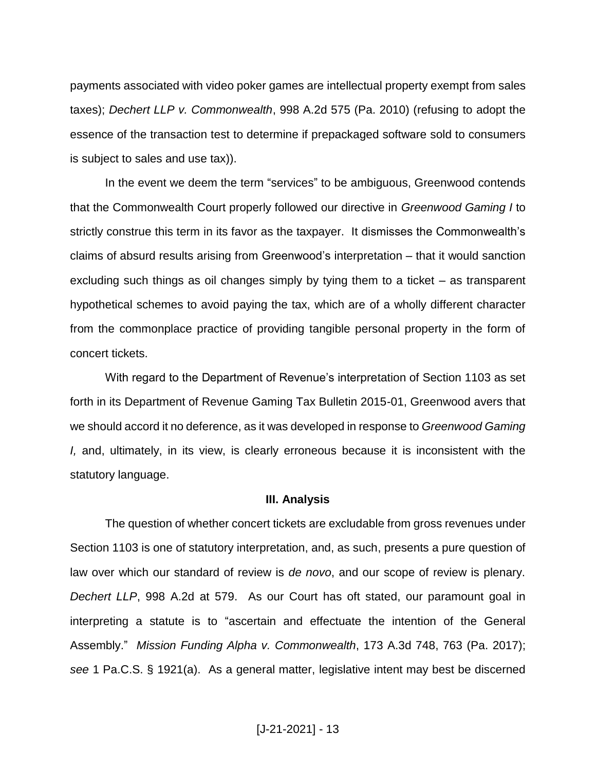payments associated with video poker games are intellectual property exempt from sales taxes); *Dechert LLP v. Commonwealth*, 998 A.2d 575 (Pa. 2010) (refusing to adopt the essence of the transaction test to determine if prepackaged software sold to consumers is subject to sales and use tax)).

In the event we deem the term "services" to be ambiguous, Greenwood contends that the Commonwealth Court properly followed our directive in *Greenwood Gaming I* to strictly construe this term in its favor as the taxpayer. It dismisses the Commonwealth's claims of absurd results arising from Greenwood's interpretation – that it would sanction excluding such things as oil changes simply by tying them to a ticket – as transparent hypothetical schemes to avoid paying the tax, which are of a wholly different character from the commonplace practice of providing tangible personal property in the form of concert tickets.

With regard to the Department of Revenue's interpretation of Section 1103 as set forth in its Department of Revenue Gaming Tax Bulletin 2015-01, Greenwood avers that we should accord it no deference, as it was developed in response to *Greenwood Gaming I,* and, ultimately, in its view, is clearly erroneous because it is inconsistent with the statutory language.

### III. Analysis

The question of whether concert tickets are excludable from gross revenues under Section 1103 is one of statutory interpretation, and, as such, presents a pure question of law over which our standard of review is *de novo*, and our scope of review is plenary. *Dechert LLP*, 998 A.2d at 579. As our Court has oft stated, our paramount goal in interpreting a statute is to "ascertain and effectuate the intention of the General Assembly." *Mission Funding Alpha v. Commonwealth*, 173 A.3d 748, 763 (Pa. 2017); *see* 1 Pa.C.S. § 1921(a). As a general matter, legislative intent may best be discerned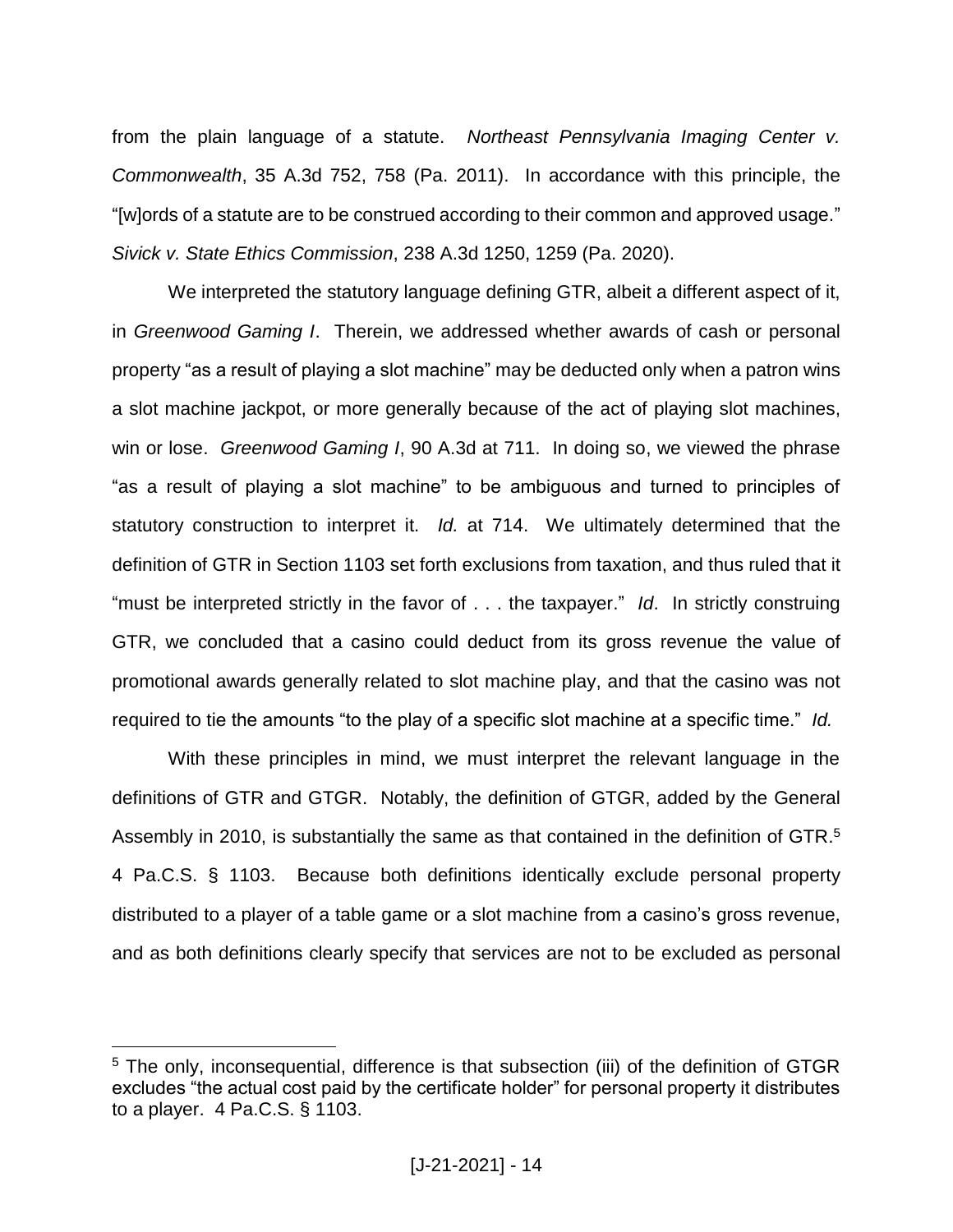from the plain language of a statute. *Northeast Pennsylvania Imaging Center v. Commonwealth*, 35 A.3d 752, 758 (Pa. 2011). In accordance with this principle, the "[w]ords of a statute are to be construed according to their common and approved usage." *Sivick v. State Ethics Commission*, 238 A.3d 1250, 1259 (Pa. 2020).

We interpreted the statutory language defining GTR, albeit a different aspect of it, in *Greenwood Gaming I*. Therein, we addressed whether awards of cash or personal property "as a result of playing a slot machine" may be deducted only when a patron wins a slot machine jackpot, or more generally because of the act of playing slot machines, win or lose. *Greenwood Gaming I*, 90 A.3d at 711. In doing so, we viewed the phrase "as a result of playing a slot machine" to be ambiguous and turned to principles of statutory construction to interpret it. *Id.* at 714. We ultimately determined that the definition of GTR in Section 1103 set forth exclusions from taxation, and thus ruled that it "must be interpreted strictly in the favor of . . . the taxpayer." *Id*. In strictly construing GTR, we concluded that a casino could deduct from its gross revenue the value of promotional awards generally related to slot machine play, and that the casino was not required to tie the amounts "to the play of a specific slot machine at a specific time." *Id.*

With these principles in mind, we must interpret the relevant language in the definitions of GTR and GTGR. Notably, the definition of GTGR, added by the General Assembly in 2010, is substantially the same as that contained in the definition of GTR.[5] 4 Pa.C.S. § 1103. Because both definitions identically exclude personal property distributed to a player of a table game or a slot machine from a casino's gross revenue, and as both definitions clearly specify that services are not to be excluded as personal

---

[5] The only, inconsequential, difference is that subsection (iii) of the definition of GTGR excludes "the actual cost paid by the certificate holder" for personal property it distributes to a player. 4 Pa.C.S. § 1103.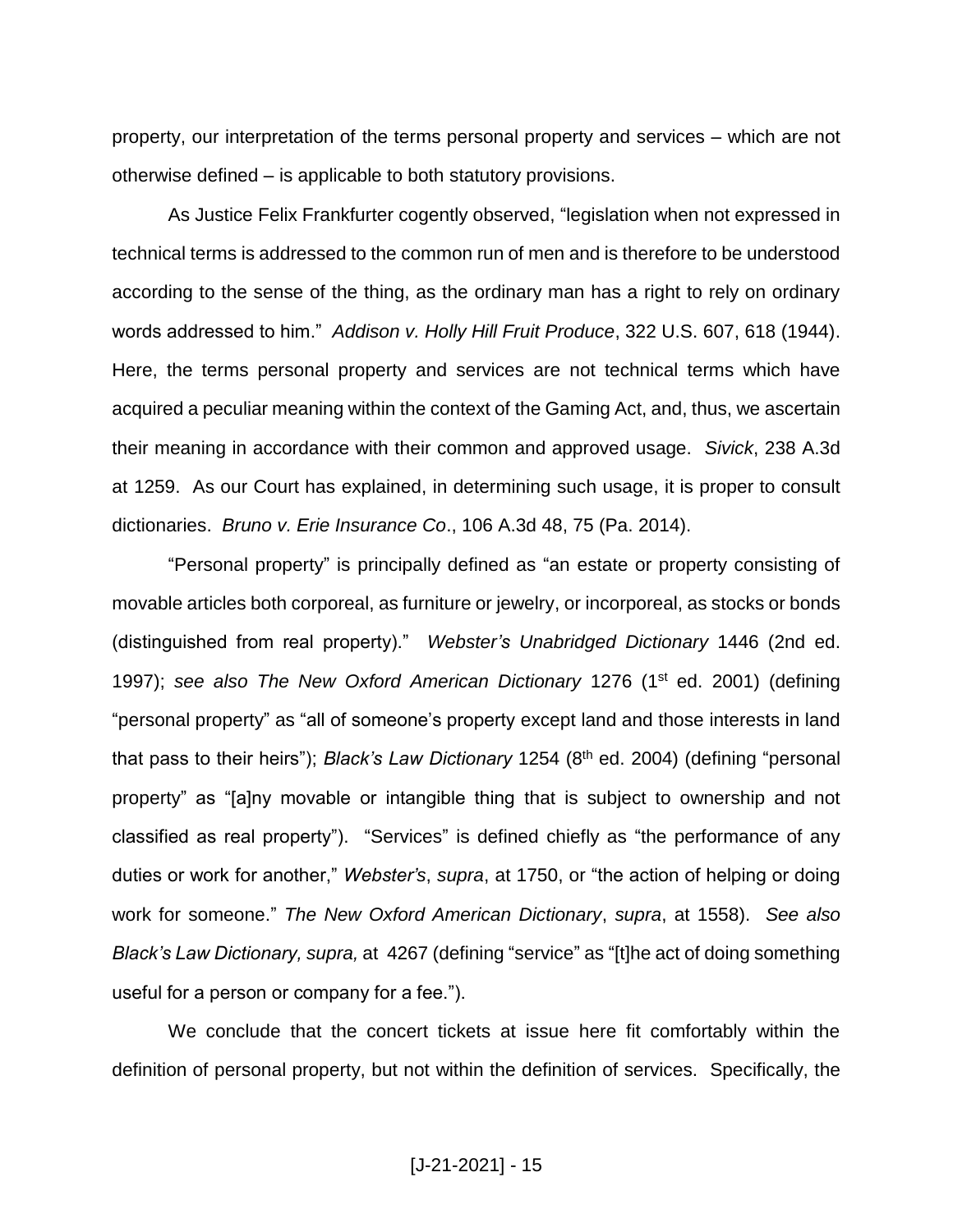property, our interpretation of the terms personal property and services – which are not otherwise defined – is applicable to both statutory provisions.

As Justice Felix Frankfurter cogently observed, "legislation when not expressed in technical terms is addressed to the common run of men and is therefore to be understood according to the sense of the thing, as the ordinary man has a right to rely on ordinary words addressed to him." *Addison v. Holly Hill Fruit Produce*, 322 U.S. 607, 618 (1944). Here, the terms personal property and services are not technical terms which have acquired a peculiar meaning within the context of the Gaming Act, and, thus, we ascertain their meaning in accordance with their common and approved usage. *Sivick*, 238 A.3d at 1259. As our Court has explained, in determining such usage, it is proper to consult dictionaries. *Bruno v. Erie Insurance Co*., 106 A.3d 48, 75 (Pa. 2014).

"Personal property" is principally defined as "an estate or property consisting of movable articles both corporeal, as furniture or jewelry, or incorporeal, as stocks or bonds (distinguished from real property)." *Webster's Unabridged Dictionary* 1446 (2nd ed. 1997); *see also The New Oxford American Dictionary* 1276 (1st ed. 2001) (defining "personal property" as "all of someone's property except land and those interests in land that pass to their heirs"); *Black's Law Dictionary* 1254 (8th ed. 2004) (defining "personal property" as "[a]ny movable or intangible thing that is subject to ownership and not classified as real property"). "Services" is defined chiefly as "the performance of any duties or work for another," *Webster's*, *supra*, at 1750, or "the action of helping or doing work for someone." *The New Oxford American Dictionary*, *supra*, at 1558). *See also Black's Law Dictionary, supra,* at 4267 (defining "service" as "[t]he act of doing something useful for a person or company for a fee.").

We conclude that the concert tickets at issue here fit comfortably within the definition of personal property, but not within the definition of services. Specifically, the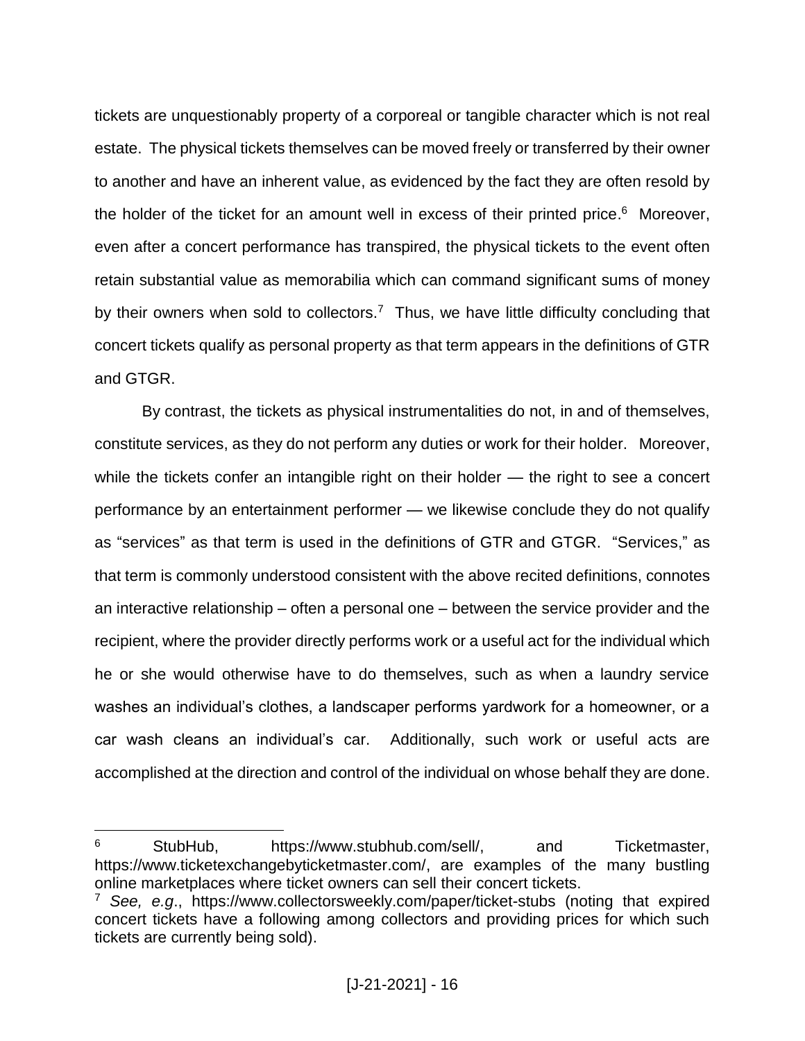tickets are unquestionably property of a corporeal or tangible character which is not real estate. The physical tickets themselves can be moved freely or transferred by their owner to another and have an inherent value, as evidenced by the fact they are often resold by the holder of the ticket for an amount well in excess of their printed price.[6] Moreover, even after a concert performance has transpired, the physical tickets to the event often retain substantial value as memorabilia which can command significant sums of money by their owners when sold to collectors.[7] Thus, we have little difficulty concluding that concert tickets qualify as personal property as that term appears in the definitions of GTR and GTGR.

By contrast, the tickets as physical instrumentalities do not, in and of themselves, constitute services, as they do not perform any duties or work for their holder. Moreover, while the tickets confer an intangible right on their holder — the right to see a concert performance by an entertainment performer — we likewise conclude they do not qualify as "services" as that term is used in the definitions of GTR and GTGR. "Services," as that term is commonly understood consistent with the above recited definitions, connotes an interactive relationship – often a personal one – between the service provider and the recipient, where the provider directly performs work or a useful act for the individual which he or she would otherwise have to do themselves, such as when a laundry service washes an individual's clothes, a landscaper performs yardwork for a homeowner, or a car wash cleans an individual's car. Additionally, such work or useful acts are accomplished at the direction and control of the individual on whose behalf they are done.

---

[6] StubHub, https://www.stubhub.com/sell/, and Ticketmaster, https://www.ticketexchangebyticketmaster.com/, are examples of the many bustling online marketplaces where ticket owners can sell their concert tickets.

[7] *See, e.g*., https://www.collectorsweekly.com/paper/ticket-stubs (noting that expired concert tickets have a following among collectors and providing prices for which such tickets are currently being sold).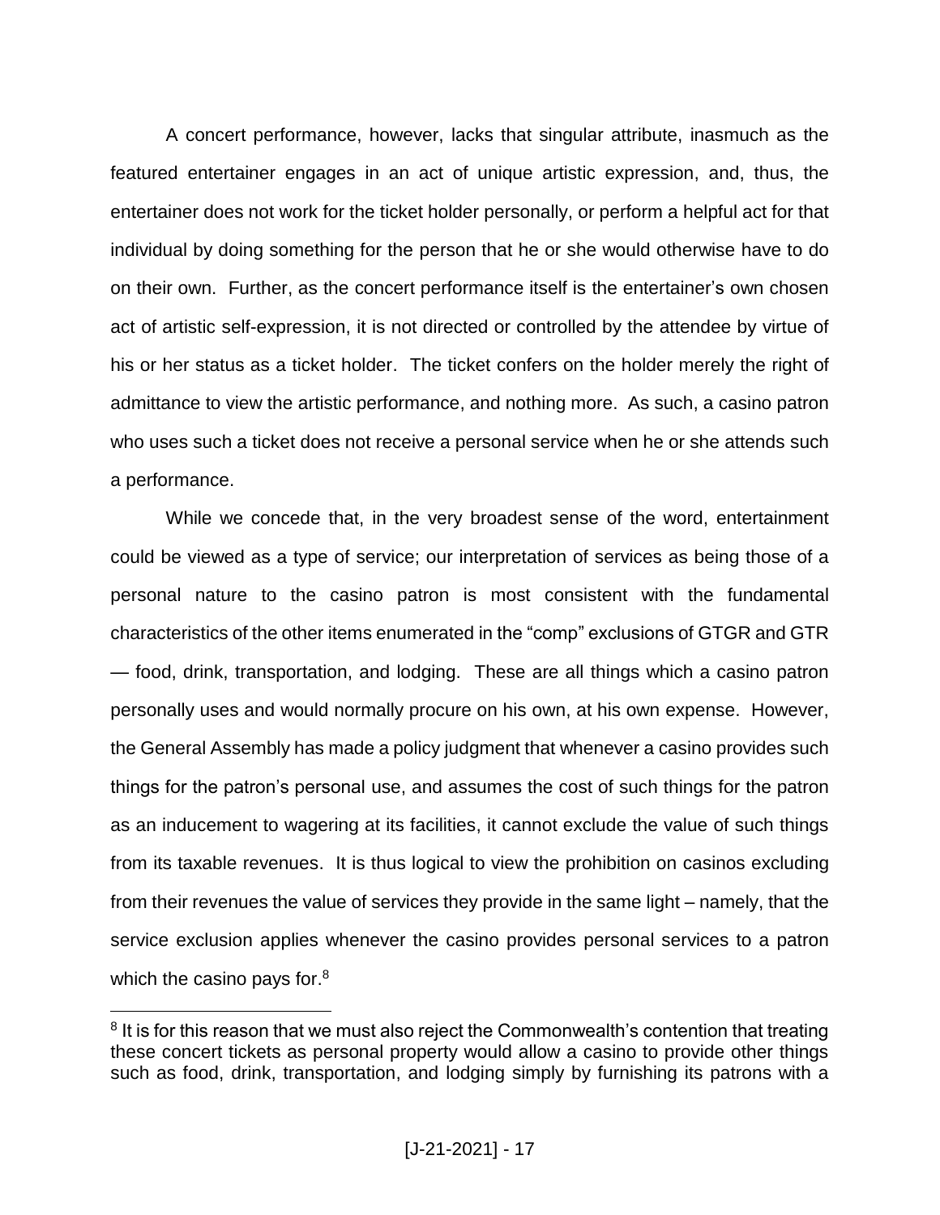A concert performance, however, lacks that singular attribute, inasmuch as the featured entertainer engages in an act of unique artistic expression, and, thus, the entertainer does not work for the ticket holder personally, or perform a helpful act for that individual by doing something for the person that he or she would otherwise have to do on their own. Further, as the concert performance itself is the entertainer's own chosen act of artistic self-expression, it is not directed or controlled by the attendee by virtue of his or her status as a ticket holder. The ticket confers on the holder merely the right of admittance to view the artistic performance, and nothing more. As such, a casino patron who uses such a ticket does not receive a personal service when he or she attends such a performance.

While we concede that, in the very broadest sense of the word, entertainment could be viewed as a type of service; our interpretation of services as being those of a personal nature to the casino patron is most consistent with the fundamental characteristics of the other items enumerated in the "comp" exclusions of GTGR and GTR — food, drink, transportation, and lodging. These are all things which a casino patron personally uses and would normally procure on his own, at his own expense. However, the General Assembly has made a policy judgment that whenever a casino provides such things for the patron's personal use, and assumes the cost of such things for the patron as an inducement to wagering at its facilities, it cannot exclude the value of such things from its taxable revenues. It is thus logical to view the prohibition on casinos excluding from their revenues the value of services they provide in the same light – namely, that the service exclusion applies whenever the casino provides personal services to a patron which the casino pays for.[8]

[8] It is for this reason that we must also reject the Commonwealth's contention that treating these concert tickets as personal property would allow a casino to provide other things such as food, drink, transportation, and lodging simply by furnishing its patrons with a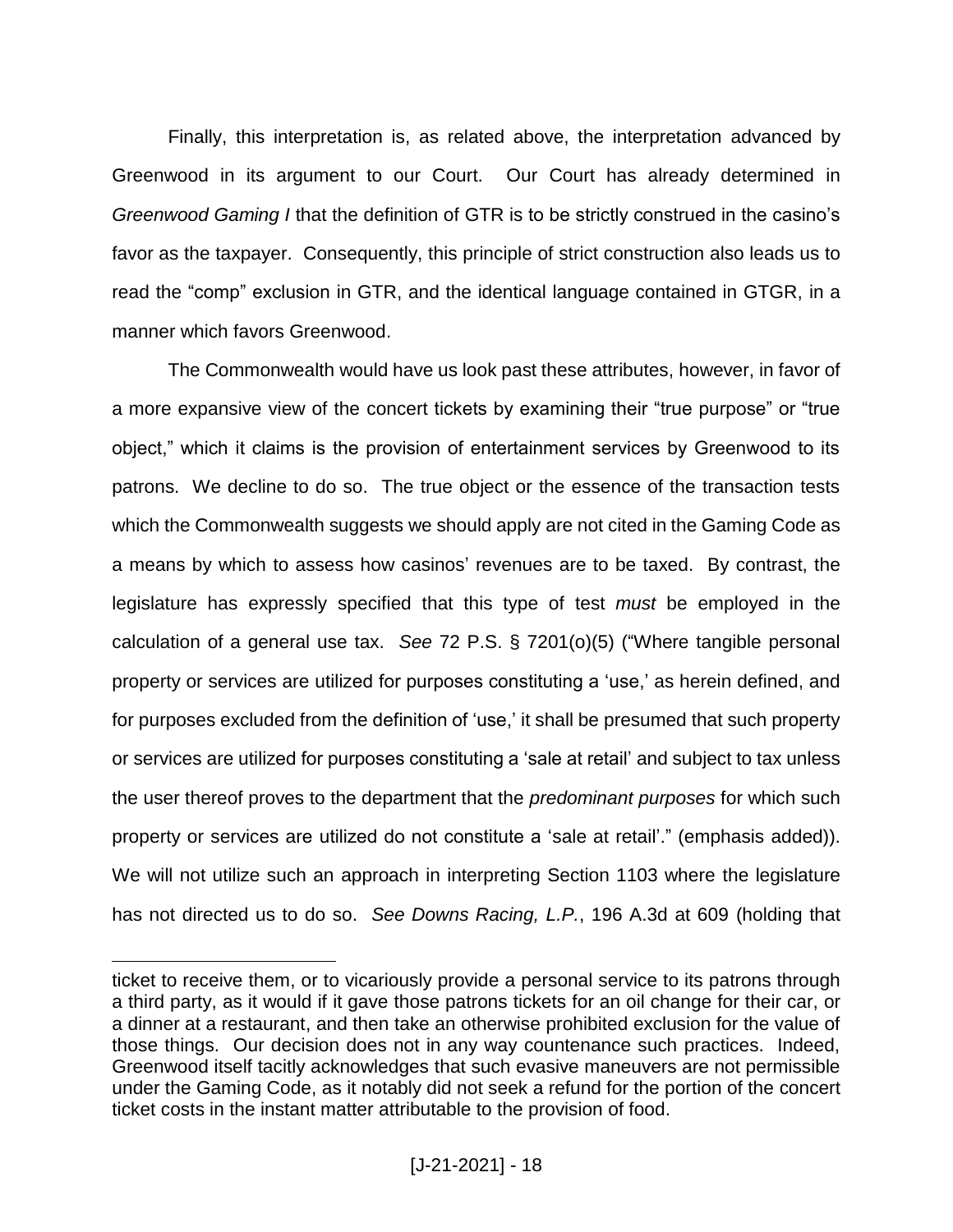Finally, this interpretation is, as related above, the interpretation advanced by Greenwood in its argument to our Court. Our Court has already determined in *Greenwood Gaming I* that the definition of GTR is to be strictly construed in the casino's favor as the taxpayer. Consequently, this principle of strict construction also leads us to read the "comp" exclusion in GTR, and the identical language contained in GTGR, in a manner which favors Greenwood.

The Commonwealth would have us look past these attributes, however, in favor of a more expansive view of the concert tickets by examining their "true purpose" or "true object," which it claims is the provision of entertainment services by Greenwood to its patrons. We decline to do so. The true object or the essence of the transaction tests which the Commonwealth suggests we should apply are not cited in the Gaming Code as a means by which to assess how casinos' revenues are to be taxed. By contrast, the legislature has expressly specified that this type of test *must* be employed in the calculation of a general use tax. *See* 72 P.S. § 7201(o)(5) ("Where tangible personal property or services are utilized for purposes constituting a 'use,' as herein defined, and for purposes excluded from the definition of 'use,' it shall be presumed that such property or services are utilized for purposes constituting a 'sale at retail' and subject to tax unless the user thereof proves to the department that the *predominant purposes* for which such property or services are utilized do not constitute a 'sale at retail'." (emphasis added)). We will not utilize such an approach in interpreting Section 1103 where the legislature has not directed us to do so. *See Downs Racing, L.P.*, 196 A.3d at 609 (holding that

---

ticket to receive them, or to vicariously provide a personal service to its patrons through a third party, as it would if it gave those patrons tickets for an oil change for their car, or a dinner at a restaurant, and then take an otherwise prohibited exclusion for the value of those things. Our decision does not in any way countenance such practices. Indeed, Greenwood itself tacitly acknowledges that such evasive maneuvers are not permissible under the Gaming Code, as it notably did not seek a refund for the portion of the concert ticket costs in the instant matter attributable to the provision of food.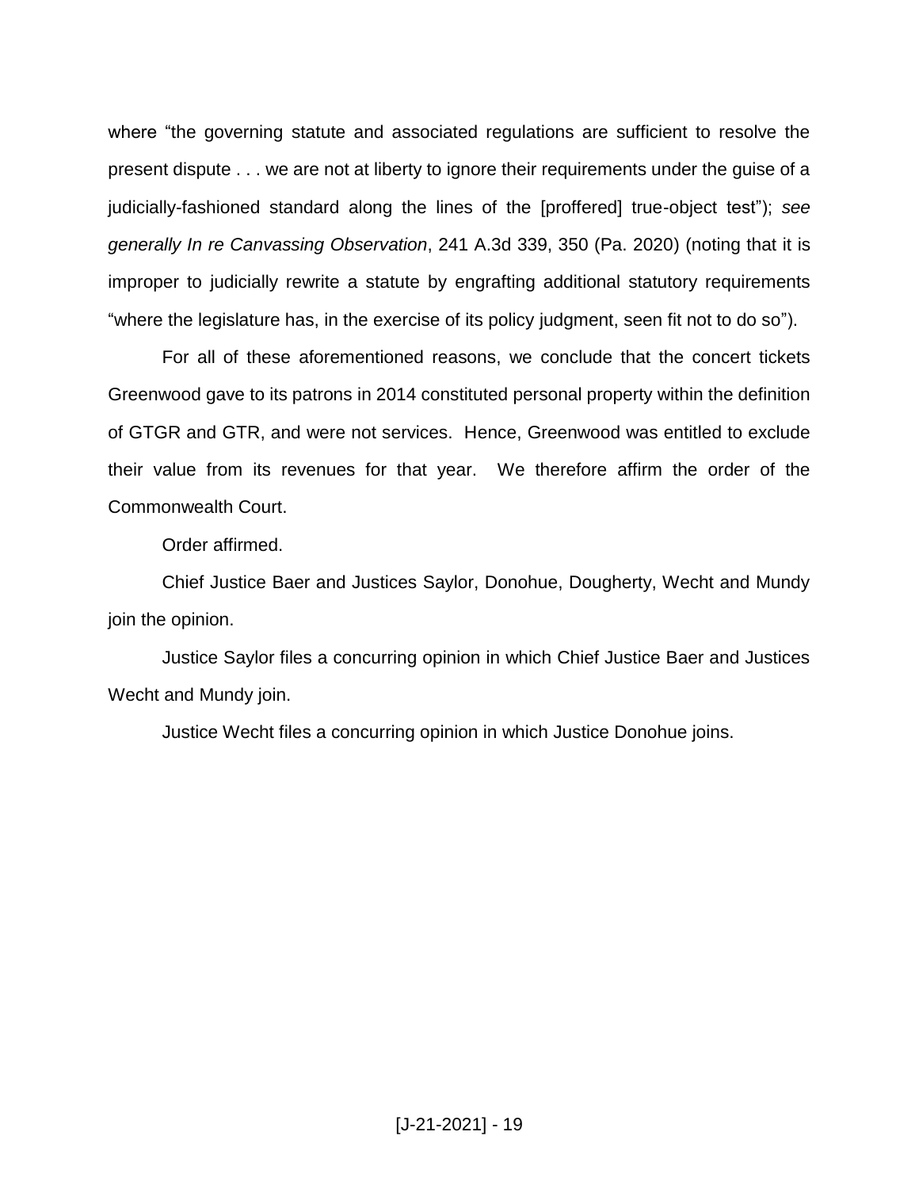where "the governing statute and associated regulations are sufficient to resolve the present dispute . . . we are not at liberty to ignore their requirements under the guise of a judicially-fashioned standard along the lines of the [proffered] true-object test"); *see generally In re Canvassing Observation*, 241 A.3d 339, 350 (Pa. 2020) (noting that it is improper to judicially rewrite a statute by engrafting additional statutory requirements "where the legislature has, in the exercise of its policy judgment, seen fit not to do so").

For all of these aforementioned reasons, we conclude that the concert tickets Greenwood gave to its patrons in 2014 constituted personal property within the definition of GTGR and GTR, and were not services. Hence, Greenwood was entitled to exclude their value from its revenues for that year. We therefore affirm the order of the Commonwealth Court.

Order affirmed.

Chief Justice Baer and Justices Saylor, Donohue, Dougherty, Wecht and Mundy join the opinion.

Justice Saylor files a concurring opinion in which Chief Justice Baer and Justices Wecht and Mundy join.

Justice Wecht files a concurring opinion in which Justice Donohue joins.